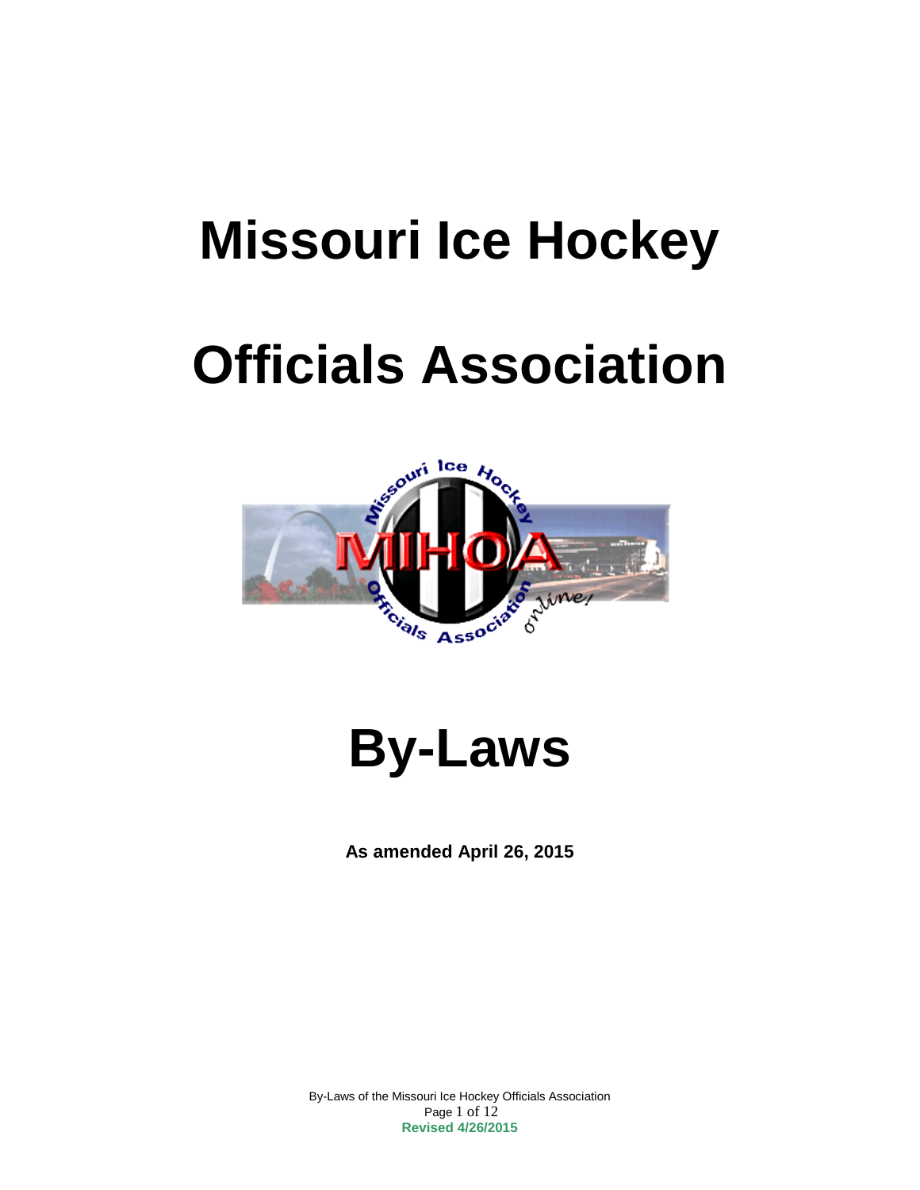# Missouri Ice Hockey

# Officials Association

# By-Laws

**As amended April 26, 2015**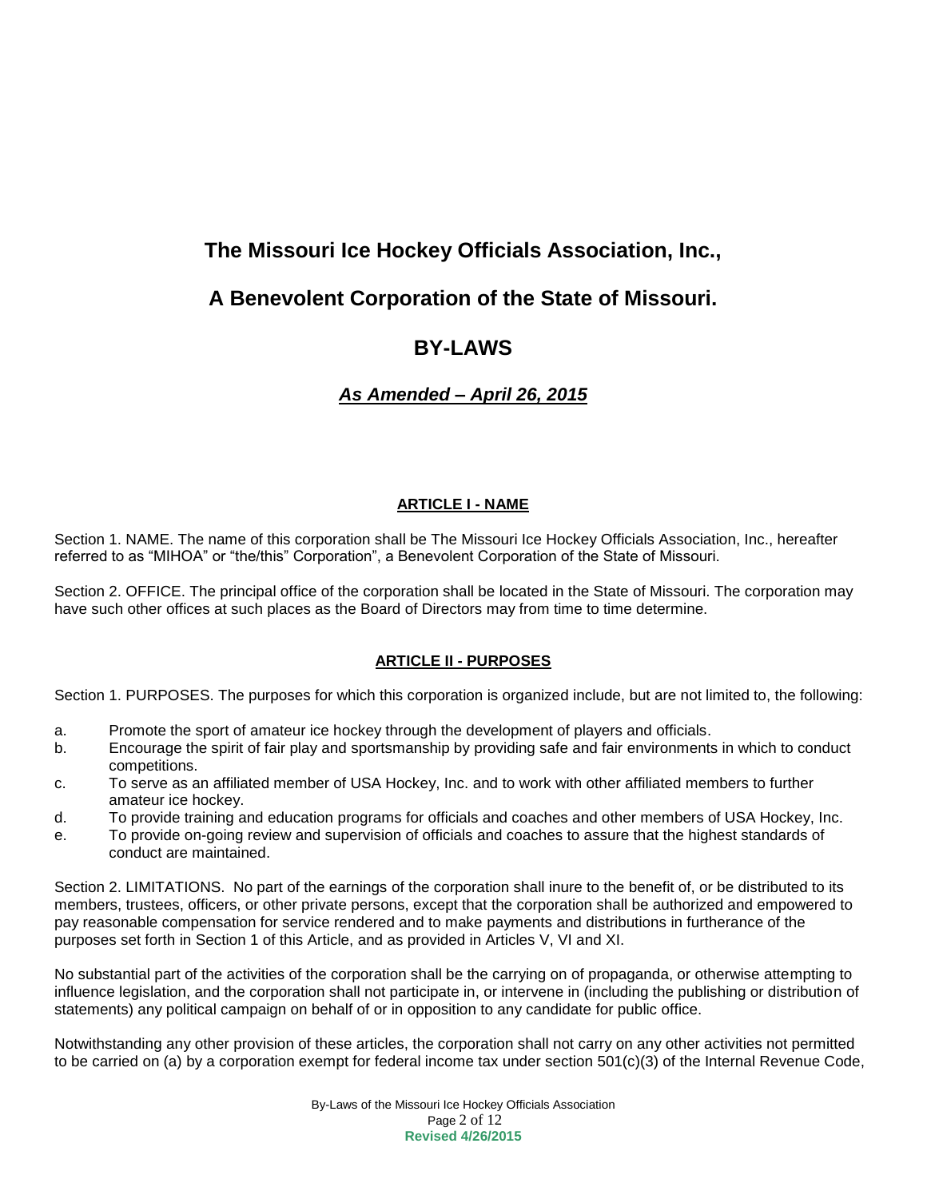# The Missouri Ice Hockey Officials Association, Inc.,

# A Benevolent Corporation of the State of Missouri.

# BY-LAWS

## ***As Amended – April 26, 2015***

### ARTICLE I - NAME

Section 1. NAME. The name of this corporation shall be The Missouri Ice Hockey Officials Association, Inc., hereafter referred to as "MIHOA" or "the/this" Corporation", a Benevolent Corporation of the State of Missouri.

Section 2. OFFICE. The principal office of the corporation shall be located in the State of Missouri. The corporation may have such other offices at such places as the Board of Directors may from time to time determine.

### ARTICLE II - PURPOSES

Section 1. PURPOSES. The purposes for which this corporation is organized include, but are not limited to, the following:

a. Promote the sport of amateur ice hockey through the development of players and officials.
b. Encourage the spirit of fair play and sportsmanship by providing safe and fair environments in which to conduct competitions.
c. To serve as an affiliated member of USA Hockey, Inc. and to work with other affiliated members to further amateur ice hockey.
d. To provide training and education programs for officials and coaches and other members of USA Hockey, Inc.
e. To provide on-going review and supervision of officials and coaches to assure that the highest standards of conduct are maintained.

Section 2. LIMITATIONS. No part of the earnings of the corporation shall inure to the benefit of, or be distributed to its members, trustees, officers, or other private persons, except that the corporation shall be authorized and empowered to pay reasonable compensation for service rendered and to make payments and distributions in furtherance of the purposes set forth in Section 1 of this Article, and as provided in Articles V, VI and XI.

No substantial part of the activities of the corporation shall be the carrying on of propaganda, or otherwise attempting to influence legislation, and the corporation shall not participate in, or intervene in (including the publishing or distribution of statements) any political campaign on behalf of or in opposition to any candidate for public office.

Notwithstanding any other provision of these articles, the corporation shall not carry on any other activities not permitted to be carried on (a) by a corporation exempt for federal income tax under section 501(c)(3) of the Internal Revenue Code,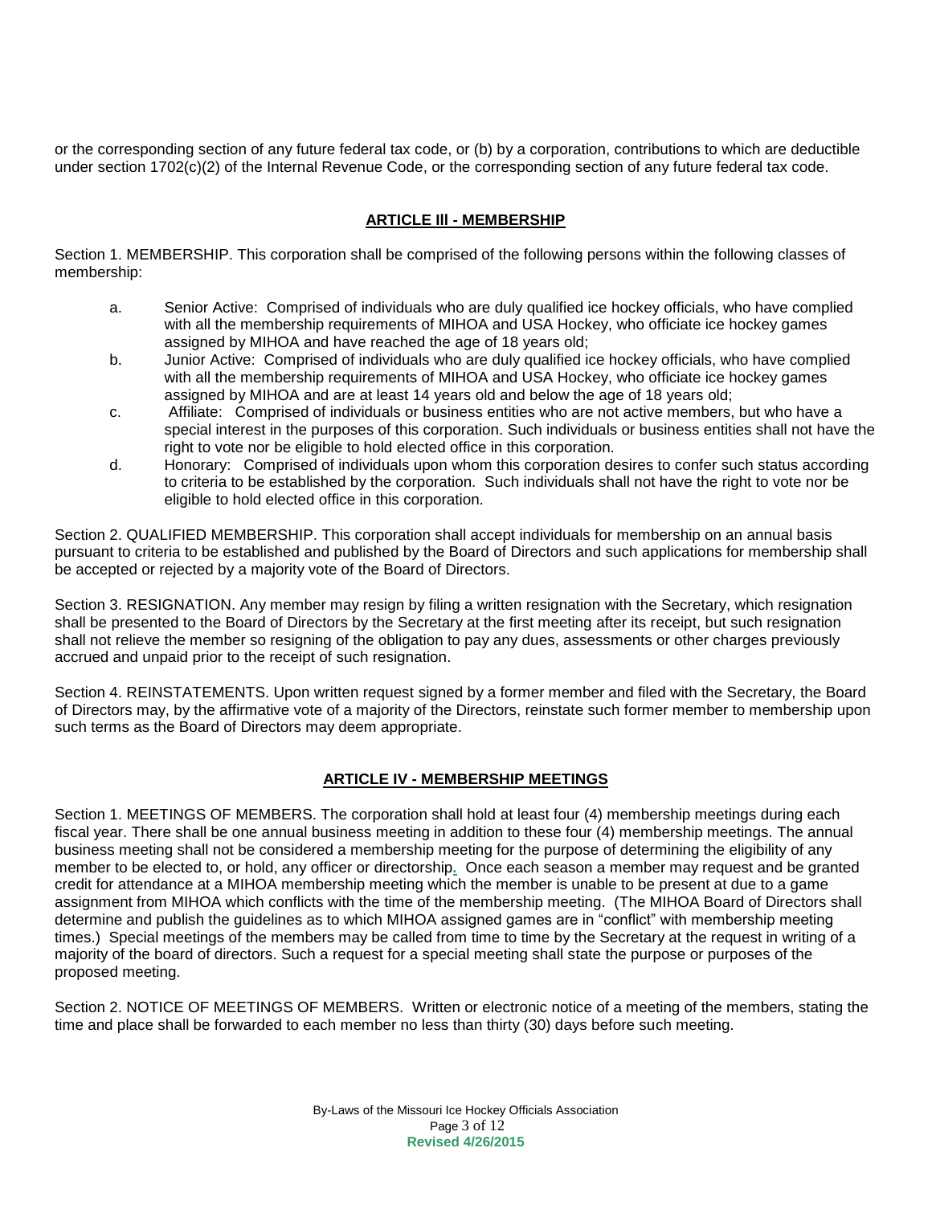or the corresponding section of any future federal tax code, or (b) by a corporation, contributions to which are deductible under section 1702(c)(2) of the Internal Revenue Code, or the corresponding section of any future federal tax code.

## ARTICLE Ill - MEMBERSHIP

Section 1. MEMBERSHIP. This corporation shall be comprised of the following persons within the following classes of membership:

a. Senior Active: Comprised of individuals who are duly qualified ice hockey officials, who have complied with all the membership requirements of MIHOA and USA Hockey, who officiate ice hockey games assigned by MIHOA and have reached the age of 18 years old;

b. Junior Active: Comprised of individuals who are duly qualified ice hockey officials, who have complied with all the membership requirements of MIHOA and USA Hockey, who officiate ice hockey games assigned by MIHOA and are at least 14 years old and below the age of 18 years old;

c. Affiliate: Comprised of individuals or business entities who are not active members, but who have a special interest in the purposes of this corporation. Such individuals or business entities shall not have the right to vote nor be eligible to hold elected office in this corporation.

d. Honorary: Comprised of individuals upon whom this corporation desires to confer such status according to criteria to be established by the corporation. Such individuals shall not have the right to vote nor be eligible to hold elected office in this corporation.

Section 2. QUALIFIED MEMBERSHIP. This corporation shall accept individuals for membership on an annual basis pursuant to criteria to be established and published by the Board of Directors and such applications for membership shall be accepted or rejected by a majority vote of the Board of Directors.

Section 3. RESIGNATION. Any member may resign by filing a written resignation with the Secretary, which resignation shall be presented to the Board of Directors by the Secretary at the first meeting after its receipt, but such resignation shall not relieve the member so resigning of the obligation to pay any dues, assessments or other charges previously accrued and unpaid prior to the receipt of such resignation.

Section 4. REINSTATEMENTS. Upon written request signed by a former member and filed with the Secretary, the Board of Directors may, by the affirmative vote of a majority of the Directors, reinstate such former member to membership upon such terms as the Board of Directors may deem appropriate.

## ARTICLE IV - MEMBERSHIP MEETINGS

Section 1. MEETINGS OF MEMBERS. The corporation shall hold at least four (4) membership meetings during each fiscal year. There shall be one annual business meeting in addition to these four (4) membership meetings. The annual business meeting shall not be considered a membership meeting for the purpose of determining the eligibility of any member to be elected to, or hold, any officer or directorship. Once each season a member may request and be granted credit for attendance at a MIHOA membership meeting which the member is unable to be present at due to a game assignment from MIHOA which conflicts with the time of the membership meeting. (The MIHOA Board of Directors shall determine and publish the guidelines as to which MIHOA assigned games are in "conflict" with membership meeting times.) Special meetings of the members may be called from time to time by the Secretary at the request in writing of a majority of the board of directors. Such a request for a special meeting shall state the purpose or purposes of the proposed meeting.

Section 2. NOTICE OF MEETINGS OF MEMBERS. Written or electronic notice of a meeting of the members, stating the time and place shall be forwarded to each member no less than thirty (30) days before such meeting.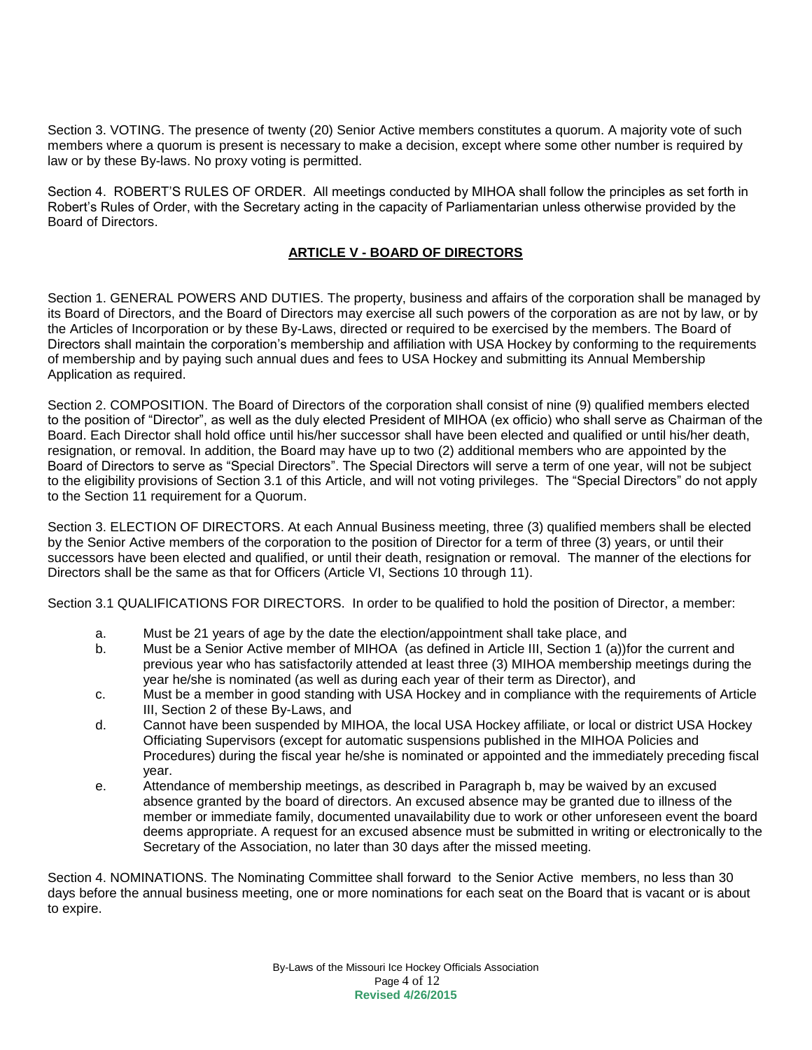Section 3. VOTING. The presence of twenty (20) Senior Active members constitutes a quorum. A majority vote of such members where a quorum is present is necessary to make a decision, except where some other number is required by law or by these By-laws. No proxy voting is permitted.

Section 4. ROBERT'S RULES OF ORDER. All meetings conducted by MIHOA shall follow the principles as set forth in Robert's Rules of Order, with the Secretary acting in the capacity of Parliamentarian unless otherwise provided by the Board of Directors.

## ARTICLE V - BOARD OF DIRECTORS

Section 1. GENERAL POWERS AND DUTIES. The property, business and affairs of the corporation shall be managed by its Board of Directors, and the Board of Directors may exercise all such powers of the corporation as are not by law, or by the Articles of Incorporation or by these By-Laws, directed or required to be exercised by the members. The Board of Directors shall maintain the corporation's membership and affiliation with USA Hockey by conforming to the requirements of membership and by paying such annual dues and fees to USA Hockey and submitting its Annual Membership Application as required.

Section 2. COMPOSITION. The Board of Directors of the corporation shall consist of nine (9) qualified members elected to the position of "Director", as well as the duly elected President of MIHOA (ex officio) who shall serve as Chairman of the Board. Each Director shall hold office until his/her successor shall have been elected and qualified or until his/her death, resignation, or removal. In addition, the Board may have up to two (2) additional members who are appointed by the Board of Directors to serve as "Special Directors". The Special Directors will serve a term of one year, will not be subject to the eligibility provisions of Section 3.1 of this Article, and will not voting privileges. The "Special Directors" do not apply to the Section 11 requirement for a Quorum.

Section 3. ELECTION OF DIRECTORS. At each Annual Business meeting, three (3) qualified members shall be elected by the Senior Active members of the corporation to the position of Director for a term of three (3) years, or until their successors have been elected and qualified, or until their death, resignation or removal. The manner of the elections for Directors shall be the same as that for Officers (Article VI, Sections 10 through 11).

Section 3.1 QUALIFICATIONS FOR DIRECTORS. In order to be qualified to hold the position of Director, a member:

a. Must be 21 years of age by the date the election/appointment shall take place, and
b. Must be a Senior Active member of MIHOA (as defined in Article III, Section 1 (a))for the current and previous year who has satisfactorily attended at least three (3) MIHOA membership meetings during the year he/she is nominated (as well as during each year of their term as Director), and
c. Must be a member in good standing with USA Hockey and in compliance with the requirements of Article III, Section 2 of these By-Laws, and
d. Cannot have been suspended by MIHOA, the local USA Hockey affiliate, or local or district USA Hockey Officiating Supervisors (except for automatic suspensions published in the MIHOA Policies and Procedures) during the fiscal year he/she is nominated or appointed and the immediately preceding fiscal year.
e. Attendance of membership meetings, as described in Paragraph b, may be waived by an excused absence granted by the board of directors. An excused absence may be granted due to illness of the member or immediate family, documented unavailability due to work or other unforeseen event the board deems appropriate. A request for an excused absence must be submitted in writing or electronically to the Secretary of the Association, no later than 30 days after the missed meeting.

Section 4. NOMINATIONS. The Nominating Committee shall forward to the Senior Active members, no less than 30 days before the annual business meeting, one or more nominations for each seat on the Board that is vacant or is about to expire.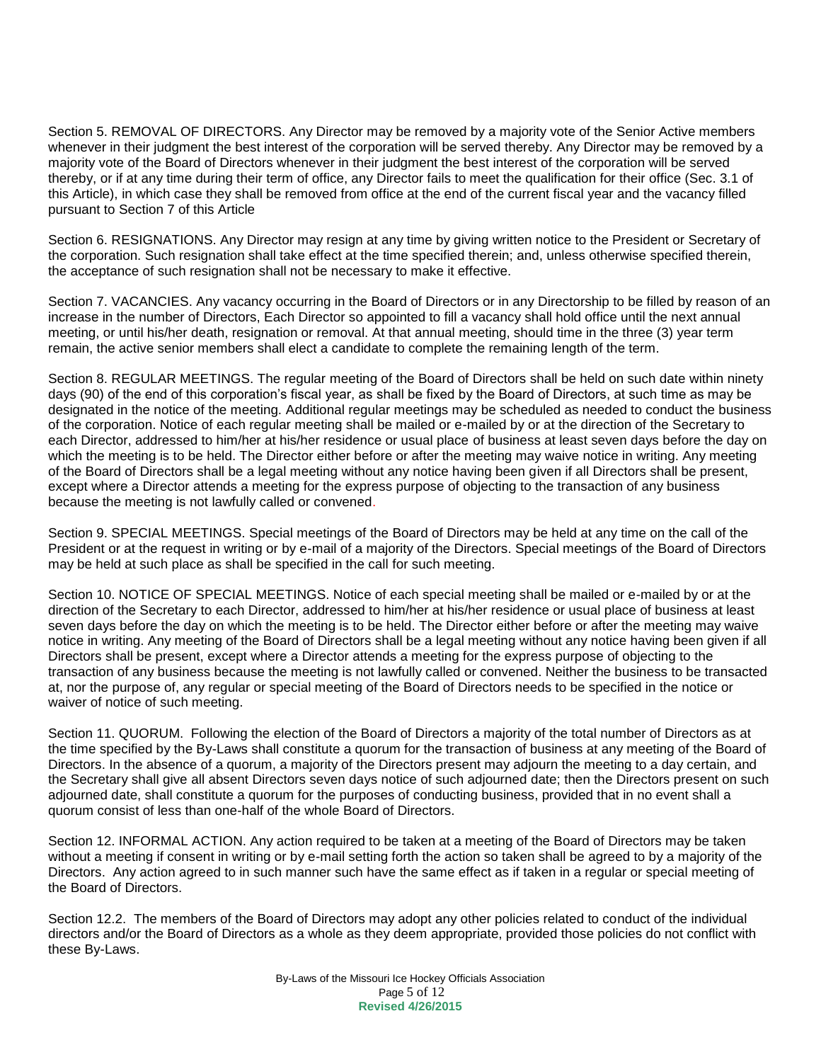Section 5. REMOVAL OF DIRECTORS. Any Director may be removed by a majority vote of the Senior Active members whenever in their judgment the best interest of the corporation will be served thereby. Any Director may be removed by a majority vote of the Board of Directors whenever in their judgment the best interest of the corporation will be served thereby, or if at any time during their term of office, any Director fails to meet the qualification for their office (Sec. 3.1 of this Article), in which case they shall be removed from office at the end of the current fiscal year and the vacancy filled pursuant to Section 7 of this Article

Section 6. RESIGNATIONS. Any Director may resign at any time by giving written notice to the President or Secretary of the corporation. Such resignation shall take effect at the time specified therein; and, unless otherwise specified therein, the acceptance of such resignation shall not be necessary to make it effective.

Section 7. VACANCIES. Any vacancy occurring in the Board of Directors or in any Directorship to be filled by reason of an increase in the number of Directors, Each Director so appointed to fill a vacancy shall hold office until the next annual meeting, or until his/her death, resignation or removal. At that annual meeting, should time in the three (3) year term remain, the active senior members shall elect a candidate to complete the remaining length of the term.

Section 8. REGULAR MEETINGS. The regular meeting of the Board of Directors shall be held on such date within ninety days (90) of the end of this corporation's fiscal year, as shall be fixed by the Board of Directors, at such time as may be designated in the notice of the meeting. Additional regular meetings may be scheduled as needed to conduct the business of the corporation. Notice of each regular meeting shall be mailed or e-mailed by or at the direction of the Secretary to each Director, addressed to him/her at his/her residence or usual place of business at least seven days before the day on which the meeting is to be held. The Director either before or after the meeting may waive notice in writing. Any meeting of the Board of Directors shall be a legal meeting without any notice having been given if all Directors shall be present, except where a Director attends a meeting for the express purpose of objecting to the transaction of any business because the meeting is not lawfully called or convened.

Section 9. SPECIAL MEETINGS. Special meetings of the Board of Directors may be held at any time on the call of the President or at the request in writing or by e-mail of a majority of the Directors. Special meetings of the Board of Directors may be held at such place as shall be specified in the call for such meeting.

Section 10. NOTICE OF SPECIAL MEETINGS. Notice of each special meeting shall be mailed or e-mailed by or at the direction of the Secretary to each Director, addressed to him/her at his/her residence or usual place of business at least seven days before the day on which the meeting is to be held. The Director either before or after the meeting may waive notice in writing. Any meeting of the Board of Directors shall be a legal meeting without any notice having been given if all Directors shall be present, except where a Director attends a meeting for the express purpose of objecting to the transaction of any business because the meeting is not lawfully called or convened. Neither the business to be transacted at, nor the purpose of, any regular or special meeting of the Board of Directors needs to be specified in the notice or waiver of notice of such meeting.

Section 11. QUORUM. Following the election of the Board of Directors a majority of the total number of Directors as at the time specified by the By-Laws shall constitute a quorum for the transaction of business at any meeting of the Board of Directors. In the absence of a quorum, a majority of the Directors present may adjourn the meeting to a day certain, and the Secretary shall give all absent Directors seven days notice of such adjourned date; then the Directors present on such adjourned date, shall constitute a quorum for the purposes of conducting business, provided that in no event shall a quorum consist of less than one-half of the whole Board of Directors.

Section 12. INFORMAL ACTION. Any action required to be taken at a meeting of the Board of Directors may be taken without a meeting if consent in writing or by e-mail setting forth the action so taken shall be agreed to by a majority of the Directors. Any action agreed to in such manner such have the same effect as if taken in a regular or special meeting of the Board of Directors.

Section 12.2. The members of the Board of Directors may adopt any other policies related to conduct of the individual directors and/or the Board of Directors as a whole as they deem appropriate, provided those policies do not conflict with these By-Laws.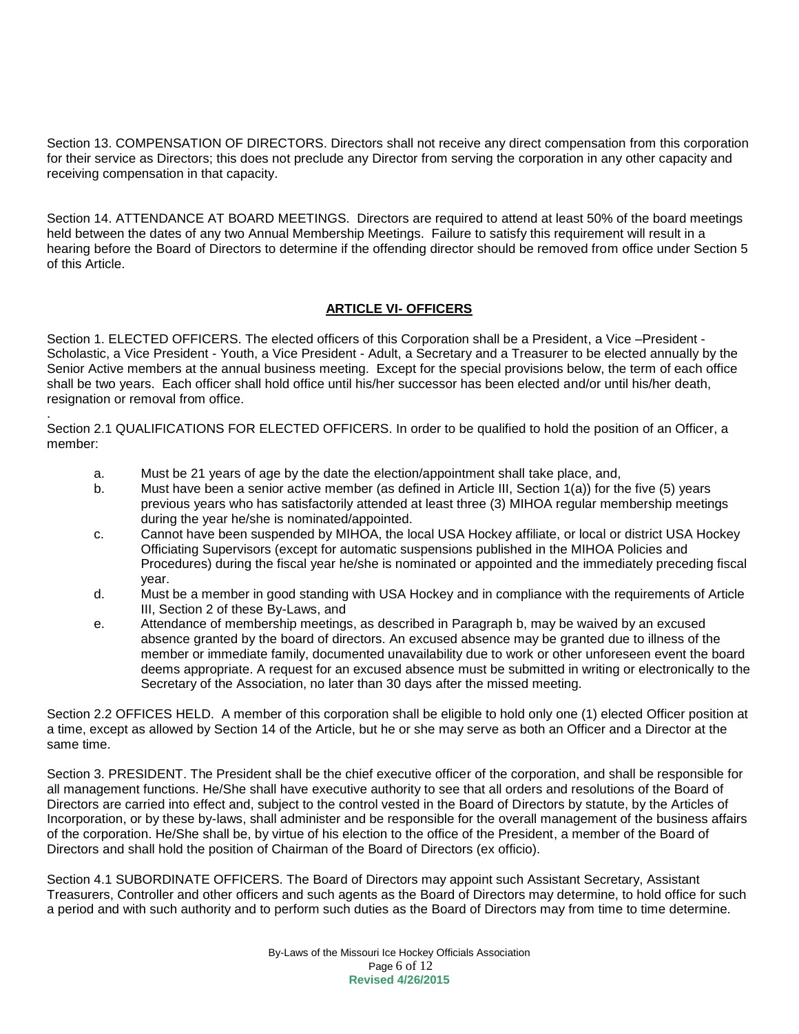Section 13. COMPENSATION OF DIRECTORS. Directors shall not receive any direct compensation from this corporation for their service as Directors; this does not preclude any Director from serving the corporation in any other capacity and receiving compensation in that capacity.

Section 14. ATTENDANCE AT BOARD MEETINGS. Directors are required to attend at least 50% of the board meetings held between the dates of any two Annual Membership Meetings. Failure to satisfy this requirement will result in a hearing before the Board of Directors to determine if the offending director should be removed from office under Section 5 of this Article.

## ARTICLE VI- OFFICERS

Section 1. ELECTED OFFICERS. The elected officers of this Corporation shall be a President, a Vice –President - Scholastic, a Vice President - Youth, a Vice President - Adult, a Secretary and a Treasurer to be elected annually by the Senior Active members at the annual business meeting. Except for the special provisions below, the term of each office shall be two years. Each officer shall hold office until his/her successor has been elected and/or until his/her death, resignation or removal from office.

.

Section 2.1 QUALIFICATIONS FOR ELECTED OFFICERS. In order to be qualified to hold the position of an Officer, a member:

a. Must be 21 years of age by the date the election/appointment shall take place, and,
b. Must have been a senior active member (as defined in Article III, Section 1(a)) for the five (5) years previous years who has satisfactorily attended at least three (3) MIHOA regular membership meetings during the year he/she is nominated/appointed.
c. Cannot have been suspended by MIHOA, the local USA Hockey affiliate, or local or district USA Hockey Officiating Supervisors (except for automatic suspensions published in the MIHOA Policies and Procedures) during the fiscal year he/she is nominated or appointed and the immediately preceding fiscal year.
d. Must be a member in good standing with USA Hockey and in compliance with the requirements of Article III, Section 2 of these By-Laws, and
e. Attendance of membership meetings, as described in Paragraph b, may be waived by an excused absence granted by the board of directors. An excused absence may be granted due to illness of the member or immediate family, documented unavailability due to work or other unforeseen event the board deems appropriate. A request for an excused absence must be submitted in writing or electronically to the Secretary of the Association, no later than 30 days after the missed meeting.

Section 2.2 OFFICES HELD. A member of this corporation shall be eligible to hold only one (1) elected Officer position at a time, except as allowed by Section 14 of the Article, but he or she may serve as both an Officer and a Director at the same time.

Section 3. PRESIDENT. The President shall be the chief executive officer of the corporation, and shall be responsible for all management functions. He/She shall have executive authority to see that all orders and resolutions of the Board of Directors are carried into effect and, subject to the control vested in the Board of Directors by statute, by the Articles of Incorporation, or by these by-laws, shall administer and be responsible for the overall management of the business affairs of the corporation. He/She shall be, by virtue of his election to the office of the President, a member of the Board of Directors and shall hold the position of Chairman of the Board of Directors (ex officio).

Section 4.1 SUBORDINATE OFFICERS. The Board of Directors may appoint such Assistant Secretary, Assistant Treasurers, Controller and other officers and such agents as the Board of Directors may determine, to hold office for such a period and with such authority and to perform such duties as the Board of Directors may from time to time determine.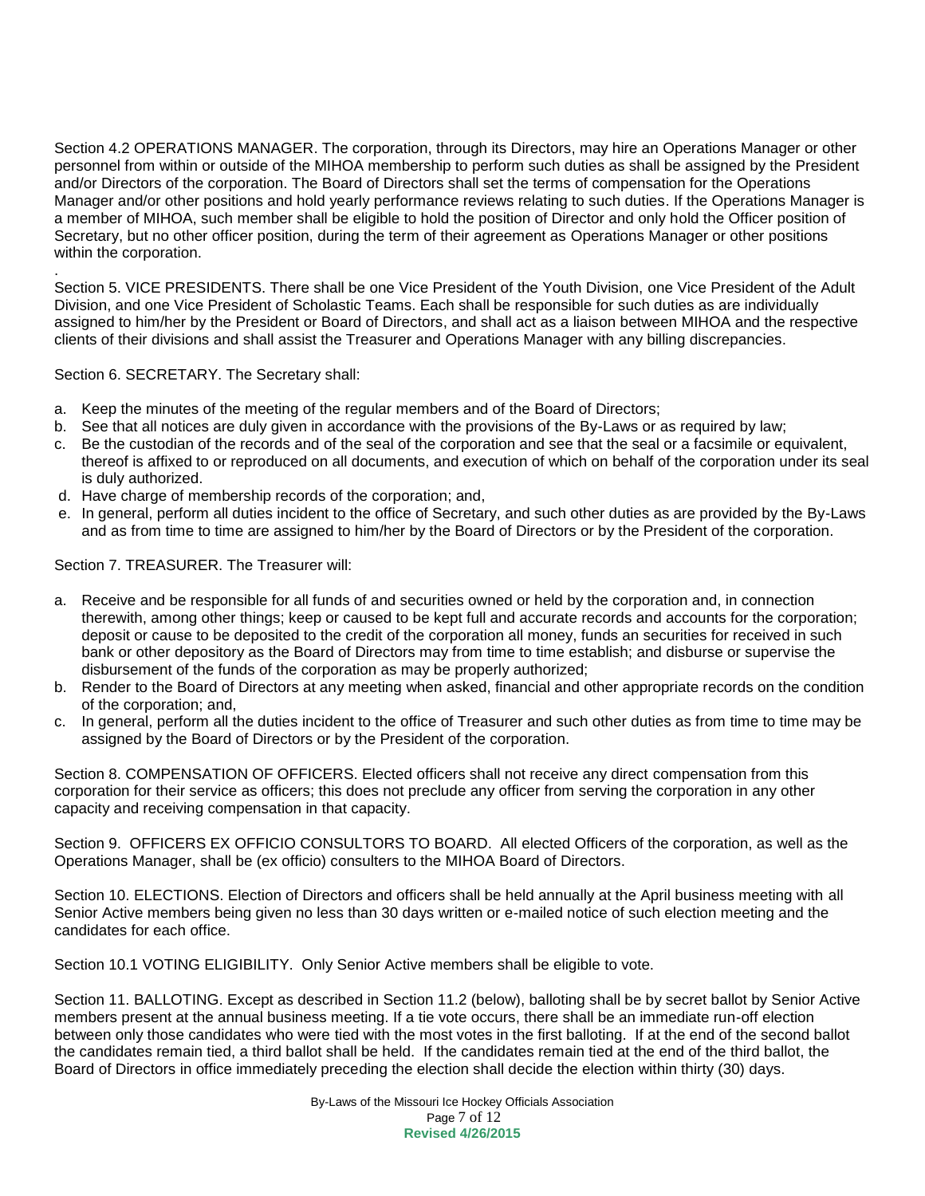Section 4.2 OPERATIONS MANAGER. The corporation, through its Directors, may hire an Operations Manager or other personnel from within or outside of the MIHOA membership to perform such duties as shall be assigned by the President and/or Directors of the corporation. The Board of Directors shall set the terms of compensation for the Operations Manager and/or other positions and hold yearly performance reviews relating to such duties. If the Operations Manager is a member of MIHOA, such member shall be eligible to hold the position of Director and only hold the Officer position of Secretary, but no other officer position, during the term of their agreement as Operations Manager or other positions within the corporation.

.

Section 5. VICE PRESIDENTS. There shall be one Vice President of the Youth Division, one Vice President of the Adult Division, and one Vice President of Scholastic Teams. Each shall be responsible for such duties as are individually assigned to him/her by the President or Board of Directors, and shall act as a liaison between MIHOA and the respective clients of their divisions and shall assist the Treasurer and Operations Manager with any billing discrepancies.

Section 6. SECRETARY. The Secretary shall:

a. Keep the minutes of the meeting of the regular members and of the Board of Directors;
b. See that all notices are duly given in accordance with the provisions of the By-Laws or as required by law;
c. Be the custodian of the records and of the seal of the corporation and see that the seal or a facsimile or equivalent, thereof is affixed to or reproduced on all documents, and execution of which on behalf of the corporation under its seal is duly authorized.
d. Have charge of membership records of the corporation; and,
e. In general, perform all duties incident to the office of Secretary, and such other duties as are provided by the By-Laws and as from time to time are assigned to him/her by the Board of Directors or by the President of the corporation.

Section 7. TREASURER. The Treasurer will:

a. Receive and be responsible for all funds of and securities owned or held by the corporation and, in connection therewith, among other things; keep or caused to be kept full and accurate records and accounts for the corporation; deposit or cause to be deposited to the credit of the corporation all money, funds an securities for received in such bank or other depository as the Board of Directors may from time to time establish; and disburse or supervise the disbursement of the funds of the corporation as may be properly authorized;
b. Render to the Board of Directors at any meeting when asked, financial and other appropriate records on the condition of the corporation; and,
c. In general, perform all the duties incident to the office of Treasurer and such other duties as from time to time may be assigned by the Board of Directors or by the President of the corporation.

Section 8. COMPENSATION OF OFFICERS. Elected officers shall not receive any direct compensation from this corporation for their service as officers; this does not preclude any officer from serving the corporation in any other capacity and receiving compensation in that capacity.

Section 9. OFFICERS EX OFFICIO CONSULTORS TO BOARD. All elected Officers of the corporation, as well as the Operations Manager, shall be (ex officio) consulters to the MIHOA Board of Directors.

Section 10. ELECTIONS. Election of Directors and officers shall be held annually at the April business meeting with all Senior Active members being given no less than 30 days written or e-mailed notice of such election meeting and the candidates for each office.

Section 10.1 VOTING ELIGIBILITY. Only Senior Active members shall be eligible to vote.

Section 11. BALLOTING. Except as described in Section 11.2 (below), balloting shall be by secret ballot by Senior Active members present at the annual business meeting. If a tie vote occurs, there shall be an immediate run-off election between only those candidates who were tied with the most votes in the first balloting. If at the end of the second ballot the candidates remain tied, a third ballot shall be held. If the candidates remain tied at the end of the third ballot, the Board of Directors in office immediately preceding the election shall decide the election within thirty (30) days.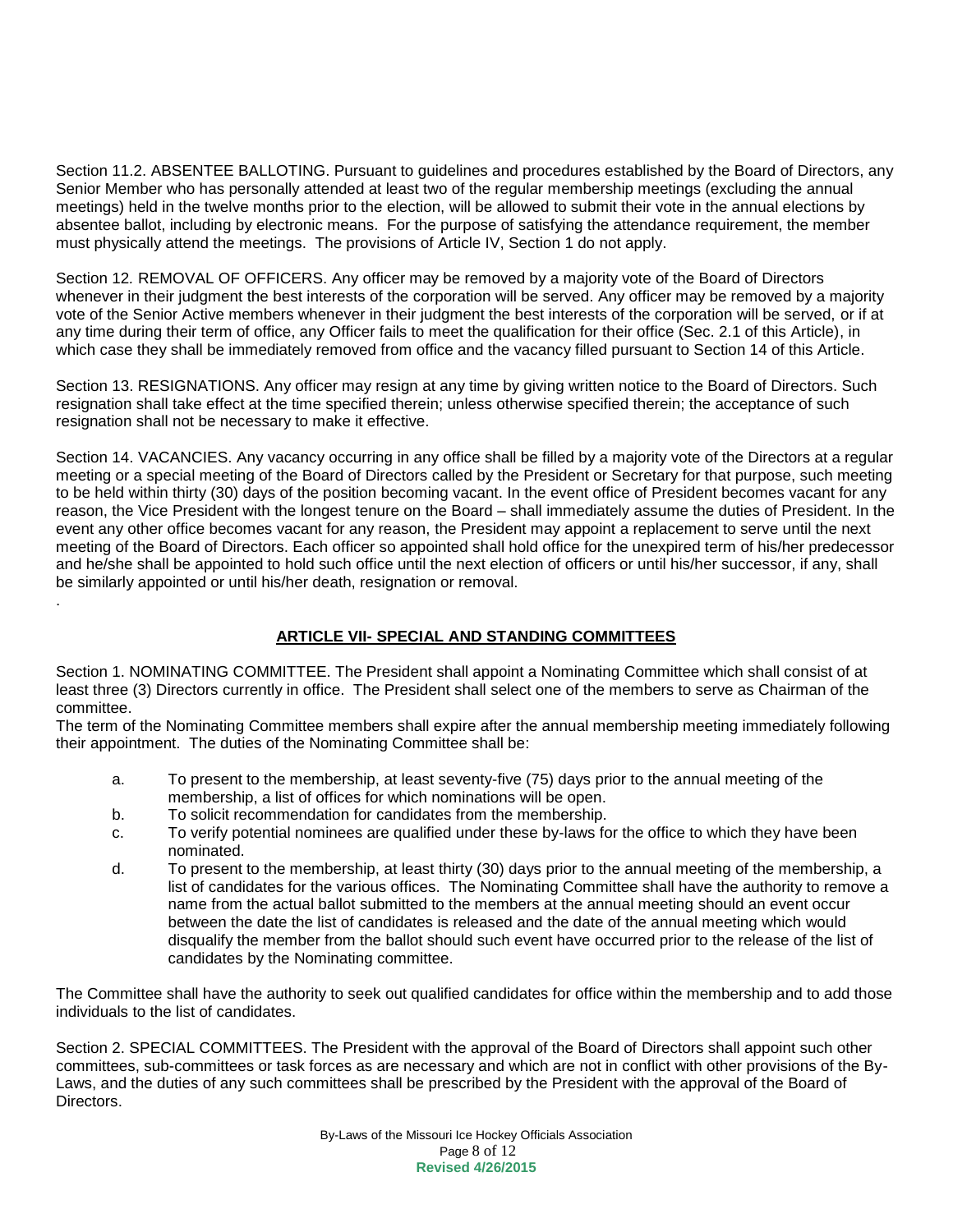Section 11.2. ABSENTEE BALLOTING. Pursuant to guidelines and procedures established by the Board of Directors, any Senior Member who has personally attended at least two of the regular membership meetings (excluding the annual meetings) held in the twelve months prior to the election, will be allowed to submit their vote in the annual elections by absentee ballot, including by electronic means. For the purpose of satisfying the attendance requirement, the member must physically attend the meetings. The provisions of Article IV, Section 1 do not apply.

Section 12. REMOVAL OF OFFICERS. Any officer may be removed by a majority vote of the Board of Directors whenever in their judgment the best interests of the corporation will be served. Any officer may be removed by a majority vote of the Senior Active members whenever in their judgment the best interests of the corporation will be served, or if at any time during their term of office, any Officer fails to meet the qualification for their office (Sec. 2.1 of this Article), in which case they shall be immediately removed from office and the vacancy filled pursuant to Section 14 of this Article.

Section 13. RESIGNATIONS. Any officer may resign at any time by giving written notice to the Board of Directors. Such resignation shall take effect at the time specified therein; unless otherwise specified therein; the acceptance of such resignation shall not be necessary to make it effective.

Section 14. VACANCIES. Any vacancy occurring in any office shall be filled by a majority vote of the Directors at a regular meeting or a special meeting of the Board of Directors called by the President or Secretary for that purpose, such meeting to be held within thirty (30) days of the position becoming vacant. In the event office of President becomes vacant for any reason, the Vice President with the longest tenure on the Board – shall immediately assume the duties of President. In the event any other office becomes vacant for any reason, the President may appoint a replacement to serve until the next meeting of the Board of Directors. Each officer so appointed shall hold office for the unexpired term of his/her predecessor and he/she shall be appointed to hold such office until the next election of officers or until his/her successor, if any, shall be similarly appointed or until his/her death, resignation or removal.

.

## ARTICLE VII- SPECIAL AND STANDING COMMITTEES

Section 1. NOMINATING COMMITTEE. The President shall appoint a Nominating Committee which shall consist of at least three (3) Directors currently in office. The President shall select one of the members to serve as Chairman of the committee.

The term of the Nominating Committee members shall expire after the annual membership meeting immediately following their appointment. The duties of the Nominating Committee shall be:

a. To present to the membership, at least seventy-five (75) days prior to the annual meeting of the membership, a list of offices for which nominations will be open.

b. To solicit recommendation for candidates from the membership.

c. To verify potential nominees are qualified under these by-laws for the office to which they have been nominated.

d. To present to the membership, at least thirty (30) days prior to the annual meeting of the membership, a list of candidates for the various offices. The Nominating Committee shall have the authority to remove a name from the actual ballot submitted to the members at the annual meeting should an event occur between the date the list of candidates is released and the date of the annual meeting which would disqualify the member from the ballot should such event have occurred prior to the release of the list of candidates by the Nominating committee.

The Committee shall have the authority to seek out qualified candidates for office within the membership and to add those individuals to the list of candidates.

Section 2. SPECIAL COMMITTEES. The President with the approval of the Board of Directors shall appoint such other committees, sub-committees or task forces as are necessary and which are not in conflict with other provisions of the By-Laws, and the duties of any such committees shall be prescribed by the President with the approval of the Board of Directors.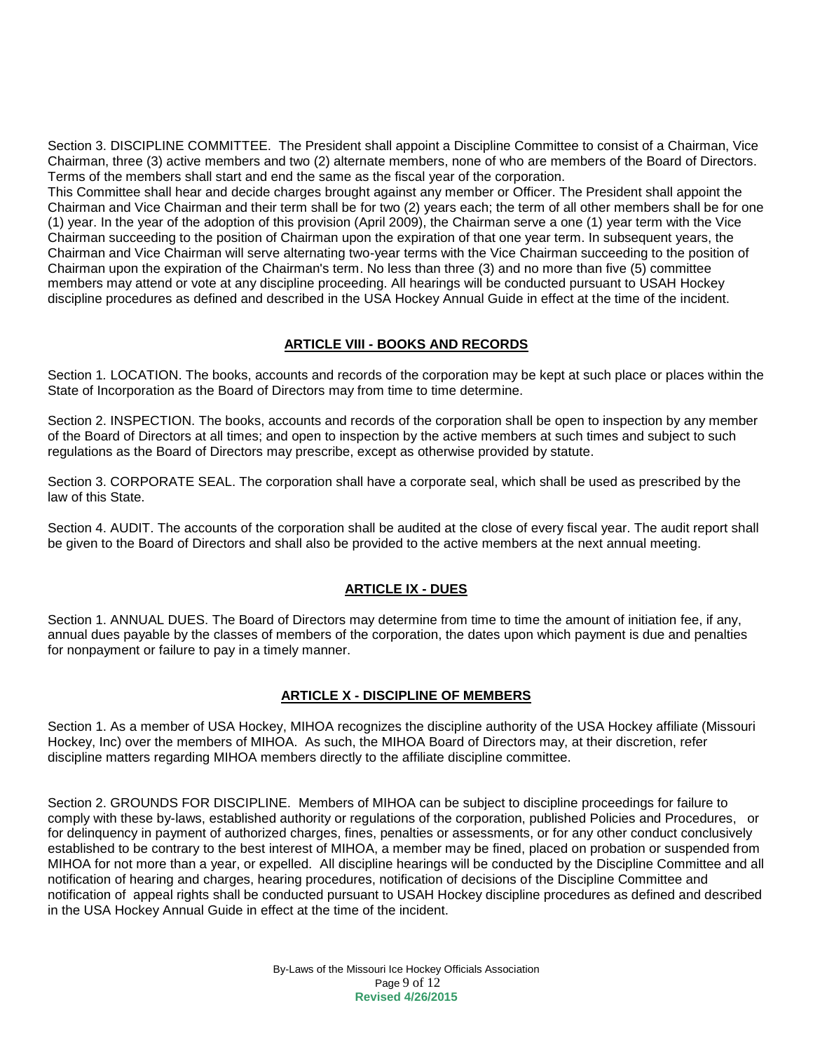Section 3. DISCIPLINE COMMITTEE. The President shall appoint a Discipline Committee to consist of a Chairman, Vice Chairman, three (3) active members and two (2) alternate members, none of who are members of the Board of Directors. Terms of the members shall start and end the same as the fiscal year of the corporation.
This Committee shall hear and decide charges brought against any member or Officer. The President shall appoint the Chairman and Vice Chairman and their term shall be for two (2) years each; the term of all other members shall be for one (1) year. In the year of the adoption of this provision (April 2009), the Chairman serve a one (1) year term with the Vice Chairman succeeding to the position of Chairman upon the expiration of that one year term. In subsequent years, the Chairman and Vice Chairman will serve alternating two-year terms with the Vice Chairman succeeding to the position of Chairman upon the expiration of the Chairman's term. No less than three (3) and no more than five (5) committee members may attend or vote at any discipline proceeding. All hearings will be conducted pursuant to USAH Hockey discipline procedures as defined and described in the USA Hockey Annual Guide in effect at the time of the incident.

## ARTICLE VIII - BOOKS AND RECORDS

Section 1. LOCATION. The books, accounts and records of the corporation may be kept at such place or places within the State of Incorporation as the Board of Directors may from time to time determine.

Section 2. INSPECTION. The books, accounts and records of the corporation shall be open to inspection by any member of the Board of Directors at all times; and open to inspection by the active members at such times and subject to such regulations as the Board of Directors may prescribe, except as otherwise provided by statute.

Section 3. CORPORATE SEAL. The corporation shall have a corporate seal, which shall be used as prescribed by the law of this State.

Section 4. AUDIT. The accounts of the corporation shall be audited at the close of every fiscal year. The audit report shall be given to the Board of Directors and shall also be provided to the active members at the next annual meeting.

## ARTICLE IX - DUES

Section 1. ANNUAL DUES. The Board of Directors may determine from time to time the amount of initiation fee, if any, annual dues payable by the classes of members of the corporation, the dates upon which payment is due and penalties for nonpayment or failure to pay in a timely manner.

## ARTICLE X - DISCIPLINE OF MEMBERS

Section 1. As a member of USA Hockey, MIHOA recognizes the discipline authority of the USA Hockey affiliate (Missouri Hockey, Inc) over the members of MIHOA. As such, the MIHOA Board of Directors may, at their discretion, refer discipline matters regarding MIHOA members directly to the affiliate discipline committee.

Section 2. GROUNDS FOR DISCIPLINE. Members of MIHOA can be subject to discipline proceedings for failure to comply with these by-laws, established authority or regulations of the corporation, published Policies and Procedures, or for delinquency in payment of authorized charges, fines, penalties or assessments, or for any other conduct conclusively established to be contrary to the best interest of MIHOA, a member may be fined, placed on probation or suspended from MIHOA for not more than a year, or expelled. All discipline hearings will be conducted by the Discipline Committee and all notification of hearing and charges, hearing procedures, notification of decisions of the Discipline Committee and notification of appeal rights shall be conducted pursuant to USAH Hockey discipline procedures as defined and described in the USA Hockey Annual Guide in effect at the time of the incident.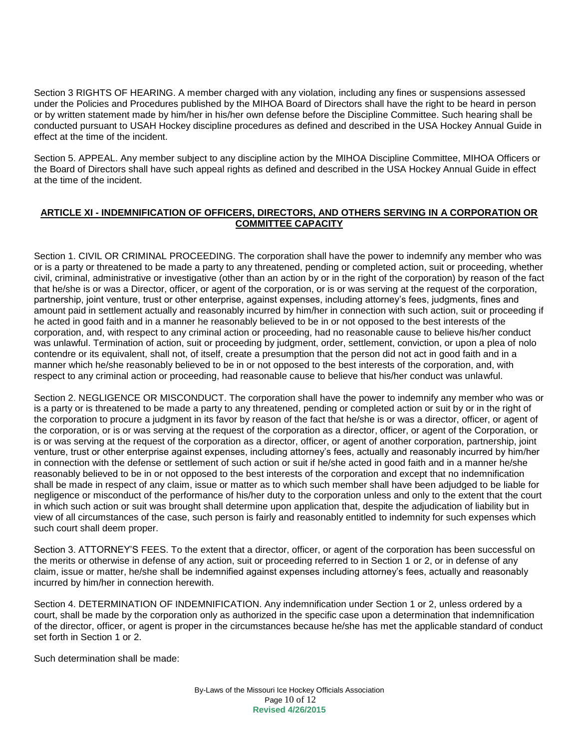Section 3 RIGHTS OF HEARING. A member charged with any violation, including any fines or suspensions assessed under the Policies and Procedures published by the MIHOA Board of Directors shall have the right to be heard in person or by written statement made by him/her in his/her own defense before the Discipline Committee. Such hearing shall be conducted pursuant to USAH Hockey discipline procedures as defined and described in the USA Hockey Annual Guide in effect at the time of the incident.

Section 5. APPEAL. Any member subject to any discipline action by the MIHOA Discipline Committee, MIHOA Officers or the Board of Directors shall have such appeal rights as defined and described in the USA Hockey Annual Guide in effect at the time of the incident.

## ARTICLE XI - INDEMNIFICATION OF OFFICERS, DIRECTORS, AND OTHERS SERVING IN A CORPORATION OR COMMITTEE CAPACITY

Section 1. CIVIL OR CRIMINAL PROCEEDING. The corporation shall have the power to indemnify any member who was or is a party or threatened to be made a party to any threatened, pending or completed action, suit or proceeding, whether civil, criminal, administrative or investigative (other than an action by or in the right of the corporation) by reason of the fact that he/she is or was a Director, officer, or agent of the corporation, or is or was serving at the request of the corporation, partnership, joint venture, trust or other enterprise, against expenses, including attorney's fees, judgments, fines and amount paid in settlement actually and reasonably incurred by him/her in connection with such action, suit or proceeding if he acted in good faith and in a manner he reasonably believed to be in or not opposed to the best interests of the corporation, and, with respect to any criminal action or proceeding, had no reasonable cause to believe his/her conduct was unlawful. Termination of action, suit or proceeding by judgment, order, settlement, conviction, or upon a plea of nolo contendre or its equivalent, shall not, of itself, create a presumption that the person did not act in good faith and in a manner which he/she reasonably believed to be in or not opposed to the best interests of the corporation, and, with respect to any criminal action or proceeding, had reasonable cause to believe that his/her conduct was unlawful.

Section 2. NEGLIGENCE OR MISCONDUCT. The corporation shall have the power to indemnify any member who was or is a party or is threatened to be made a party to any threatened, pending or completed action or suit by or in the right of the corporation to procure a judgment in its favor by reason of the fact that he/she is or was a director, officer, or agent of the corporation, or is or was serving at the request of the corporation as a director, officer, or agent of the Corporation, or is or was serving at the request of the corporation as a director, officer, or agent of another corporation, partnership, joint venture, trust or other enterprise against expenses, including attorney's fees, actually and reasonably incurred by him/her in connection with the defense or settlement of such action or suit if he/she acted in good faith and in a manner he/she reasonably believed to be in or not opposed to the best interests of the corporation and except that no indemnification shall be made in respect of any claim, issue or matter as to which such member shall have been adjudged to be liable for negligence or misconduct of the performance of his/her duty to the corporation unless and only to the extent that the court in which such action or suit was brought shall determine upon application that, despite the adjudication of liability but in view of all circumstances of the case, such person is fairly and reasonably entitled to indemnity for such expenses which such court shall deem proper.

Section 3. ATTORNEY'S FEES. To the extent that a director, officer, or agent of the corporation has been successful on the merits or otherwise in defense of any action, suit or proceeding referred to in Section 1 or 2, or in defense of any claim, issue or matter, he/she shall be indemnified against expenses including attorney's fees, actually and reasonably incurred by him/her in connection herewith.

Section 4. DETERMINATION OF INDEMNIFICATION. Any indemnification under Section 1 or 2, unless ordered by a court, shall be made by the corporation only as authorized in the specific case upon a determination that indemnification of the director, officer, or agent is proper in the circumstances because he/she has met the applicable standard of conduct set forth in Section 1 or 2.

Such determination shall be made: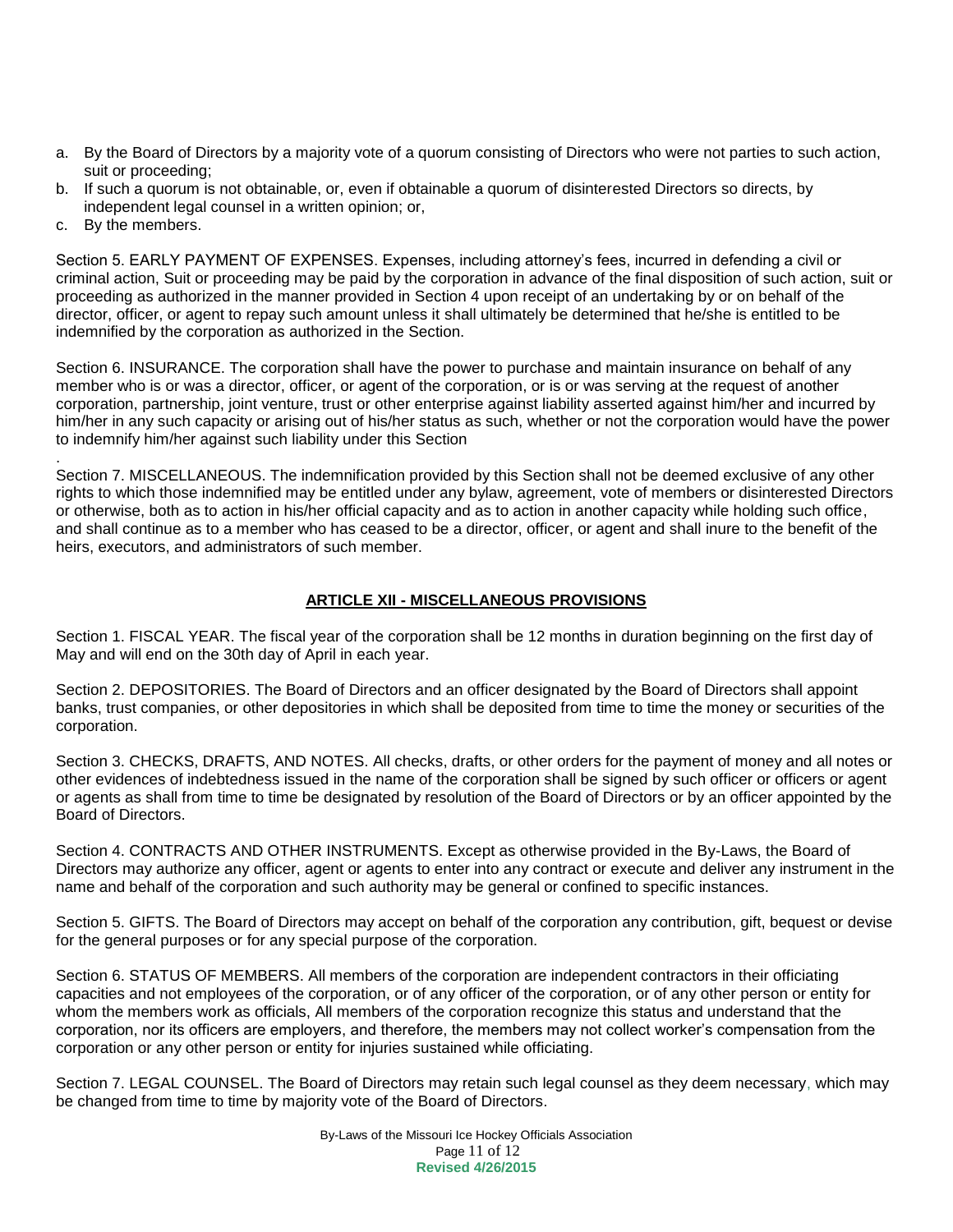a. By the Board of Directors by a majority vote of a quorum consisting of Directors who were not parties to such action, suit or proceeding;
b. If such a quorum is not obtainable, or, even if obtainable a quorum of disinterested Directors so directs, by independent legal counsel in a written opinion; or,
c. By the members.

Section 5. EARLY PAYMENT OF EXPENSES. Expenses, including attorney's fees, incurred in defending a civil or criminal action, Suit or proceeding may be paid by the corporation in advance of the final disposition of such action, suit or proceeding as authorized in the manner provided in Section 4 upon receipt of an undertaking by or on behalf of the director, officer, or agent to repay such amount unless it shall ultimately be determined that he/she is entitled to be indemnified by the corporation as authorized in the Section.

Section 6. INSURANCE. The corporation shall have the power to purchase and maintain insurance on behalf of any member who is or was a director, officer, or agent of the corporation, or is or was serving at the request of another corporation, partnership, joint venture, trust or other enterprise against liability asserted against him/her and incurred by him/her in any such capacity or arising out of his/her status as such, whether or not the corporation would have the power to indemnify him/her against such liability under this Section

.
Section 7. MISCELLANEOUS. The indemnification provided by this Section shall not be deemed exclusive of any other rights to which those indemnified may be entitled under any bylaw, agreement, vote of members or disinterested Directors or otherwise, both as to action in his/her official capacity and as to action in another capacity while holding such office, and shall continue as to a member who has ceased to be a director, officer, or agent and shall inure to the benefit of the heirs, executors, and administrators of such member.

## ARTICLE XII - MISCELLANEOUS PROVISIONS

Section 1. FISCAL YEAR. The fiscal year of the corporation shall be 12 months in duration beginning on the first day of May and will end on the 30th day of April in each year.

Section 2. DEPOSITORIES. The Board of Directors and an officer designated by the Board of Directors shall appoint banks, trust companies, or other depositories in which shall be deposited from time to time the money or securities of the corporation.

Section 3. CHECKS, DRAFTS, AND NOTES. All checks, drafts, or other orders for the payment of money and all notes or other evidences of indebtedness issued in the name of the corporation shall be signed by such officer or officers or agent or agents as shall from time to time be designated by resolution of the Board of Directors or by an officer appointed by the Board of Directors.

Section 4. CONTRACTS AND OTHER INSTRUMENTS. Except as otherwise provided in the By-Laws, the Board of Directors may authorize any officer, agent or agents to enter into any contract or execute and deliver any instrument in the name and behalf of the corporation and such authority may be general or confined to specific instances.

Section 5. GIFTS. The Board of Directors may accept on behalf of the corporation any contribution, gift, bequest or devise for the general purposes or for any special purpose of the corporation.

Section 6. STATUS OF MEMBERS. All members of the corporation are independent contractors in their officiating capacities and not employees of the corporation, or of any officer of the corporation, or of any other person or entity for whom the members work as officials, All members of the corporation recognize this status and understand that the corporation, nor its officers are employers, and therefore, the members may not collect worker's compensation from the corporation or any other person or entity for injuries sustained while officiating.

Section 7. LEGAL COUNSEL. The Board of Directors may retain such legal counsel as they deem necessary, which may be changed from time to time by majority vote of the Board of Directors.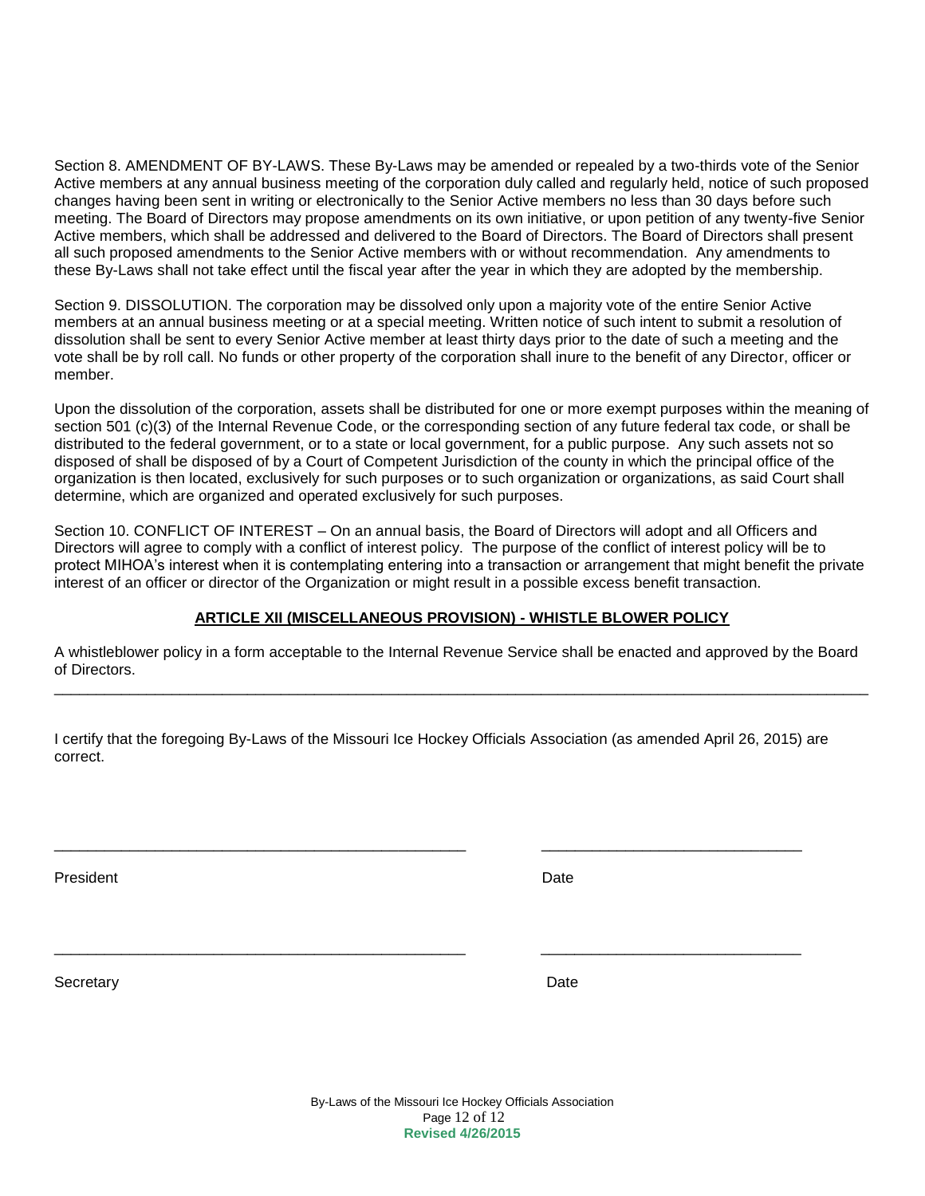Section 8. AMENDMENT OF BY-LAWS. These By-Laws may be amended or repealed by a two-thirds vote of the Senior Active members at any annual business meeting of the corporation duly called and regularly held, notice of such proposed changes having been sent in writing or electronically to the Senior Active members no less than 30 days before such meeting. The Board of Directors may propose amendments on its own initiative, or upon petition of any twenty-five Senior Active members, which shall be addressed and delivered to the Board of Directors. The Board of Directors shall present all such proposed amendments to the Senior Active members with or without recommendation. Any amendments to these By-Laws shall not take effect until the fiscal year after the year in which they are adopted by the membership.

Section 9. DISSOLUTION. The corporation may be dissolved only upon a majority vote of the entire Senior Active members at an annual business meeting or at a special meeting. Written notice of such intent to submit a resolution of dissolution shall be sent to every Senior Active member at least thirty days prior to the date of such a meeting and the vote shall be by roll call. No funds or other property of the corporation shall inure to the benefit of any Director, officer or member.

Upon the dissolution of the corporation, assets shall be distributed for one or more exempt purposes within the meaning of section 501 (c)(3) of the Internal Revenue Code, or the corresponding section of any future federal tax code, or shall be distributed to the federal government, or to a state or local government, for a public purpose. Any such assets not so disposed of shall be disposed of by a Court of Competent Jurisdiction of the county in which the principal office of the organization is then located, exclusively for such purposes or to such organization or organizations, as said Court shall determine, which are organized and operated exclusively for such purposes.

Section 10. CONFLICT OF INTEREST – On an annual basis, the Board of Directors will adopt and all Officers and Directors will agree to comply with a conflict of interest policy. The purpose of the conflict of interest policy will be to protect MIHOA's interest when it is contemplating entering into a transaction or arrangement that might benefit the private interest of an officer or director of the Organization or might result in a possible excess benefit transaction.

## ARTICLE XII (MISCELLANEOUS PROVISION) - WHISTLE BLOWER POLICY

A whistleblower policy in a form acceptable to the Internal Revenue Service shall be enacted and approved by the Board of Directors.

---

I certify that the foregoing By-Laws of the Missouri Ice Hockey Officials Association (as amended April 26, 2015) are correct.

\_\_\_\_\_\_\_\_\_\_\_\_\_\_\_\_\_\_\_\_\_\_\_\_\_\_\_\_\_\_\_\_\_\_\_\_\_\_\_\_ \_\_\_\_\_\_\_\_\_\_\_\_\_\_\_\_\_\_\_\_\_\_\_\_\_

President Date

\_\_\_\_\_\_\_\_\_\_\_\_\_\_\_\_\_\_\_\_\_\_\_\_\_\_\_\_\_\_\_\_\_\_\_\_\_\_\_\_ \_\_\_\_\_\_\_\_\_\_\_\_\_\_\_\_\_\_\_\_\_\_\_\_\_

Secretary Date